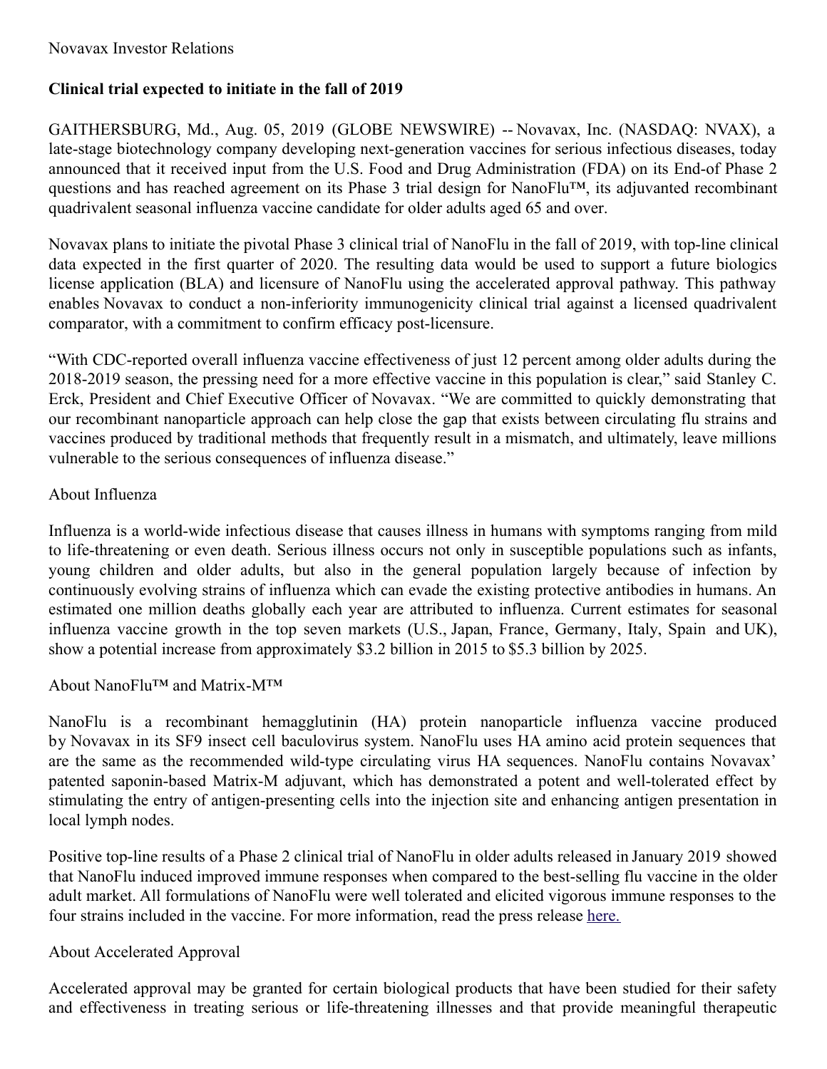Novavax Investor Relations

**Clinical trial expected to initiate in the fall of 2019**

GAITHERSBURG, Md., Aug. 05, 2019 (GLOBE NEWSWIRE) -- Novavax, Inc. (NASDAQ: NVAX), a late-stage biotechnology company developing next-generation vaccines for serious infectious diseases, today announced that it received input from the U.S. Food and Drug Administration (FDA) on its End-of Phase 2 questions and has reached agreement on its Phase 3 trial design for NanoFlu™, its adjuvanted recombinant quadrivalent seasonal influenza vaccine candidate for older adults aged 65 and over.

Novavax plans to initiate the pivotal Phase 3 clinical trial of NanoFlu in the fall of 2019, with top-line clinical data expected in the first quarter of 2020. The resulting data would be used to support a future biologics license application (BLA) and licensure of NanoFlu using the accelerated approval pathway. This pathway enables Novavax to conduct a non-inferiority immunogenicity clinical trial against a licensed quadrivalent comparator, with a commitment to confirm efficacy post-licensure.

"With CDC-reported overall influenza vaccine effectiveness of just 12 percent among older adults during the 2018-2019 season, the pressing need for a more effective vaccine in this population is clear," said Stanley C. Erck, President and Chief Executive Officer of Novavax. "We are committed to quickly demonstrating that our recombinant nanoparticle approach can help close the gap that exists between circulating flu strains and vaccines produced by traditional methods that frequently result in a mismatch, and ultimately, leave millions vulnerable to the serious consequences of influenza disease."

About Influenza

Influenza is a world-wide infectious disease that causes illness in humans with symptoms ranging from mild to life-threatening or even death. Serious illness occurs not only in susceptible populations such as infants, young children and older adults, but also in the general population largely because of infection by continuously evolving strains of influenza which can evade the existing protective antibodies in humans. An estimated one million deaths globally each year are attributed to influenza. Current estimates for seasonal influenza vaccine growth in the top seven markets (U.S., Japan, France, Germany, Italy, Spain and UK), show a potential increase from approximately $3.2 billion in 2015 to $5.3 billion by 2025.

About NanoFlu™ and Matrix-M™

NanoFlu is a recombinant hemagglutinin (HA) protein nanoparticle influenza vaccine produced by Novavax in its SF9 insect cell baculovirus system. NanoFlu uses HA amino acid protein sequences that are the same as the recommended wild-type circulating virus HA sequences. NanoFlu contains Novavax' patented saponin-based Matrix-M adjuvant, which has demonstrated a potent and well-tolerated effect by stimulating the entry of antigen-presenting cells into the injection site and enhancing antigen presentation in local lymph nodes.

Positive top-line results of a Phase 2 clinical trial of NanoFlu in older adults released in January 2019 showed that NanoFlu induced improved immune responses when compared to the best-selling flu vaccine in the older adult market. All formulations of NanoFlu were well tolerated and elicited vigorous immune responses to the four strains included in the vaccine. For more information, read the press release here.

About Accelerated Approval

Accelerated approval may be granted for certain biological products that have been studied for their safety and effectiveness in treating serious or life-threatening illnesses and that provide meaningful therapeutic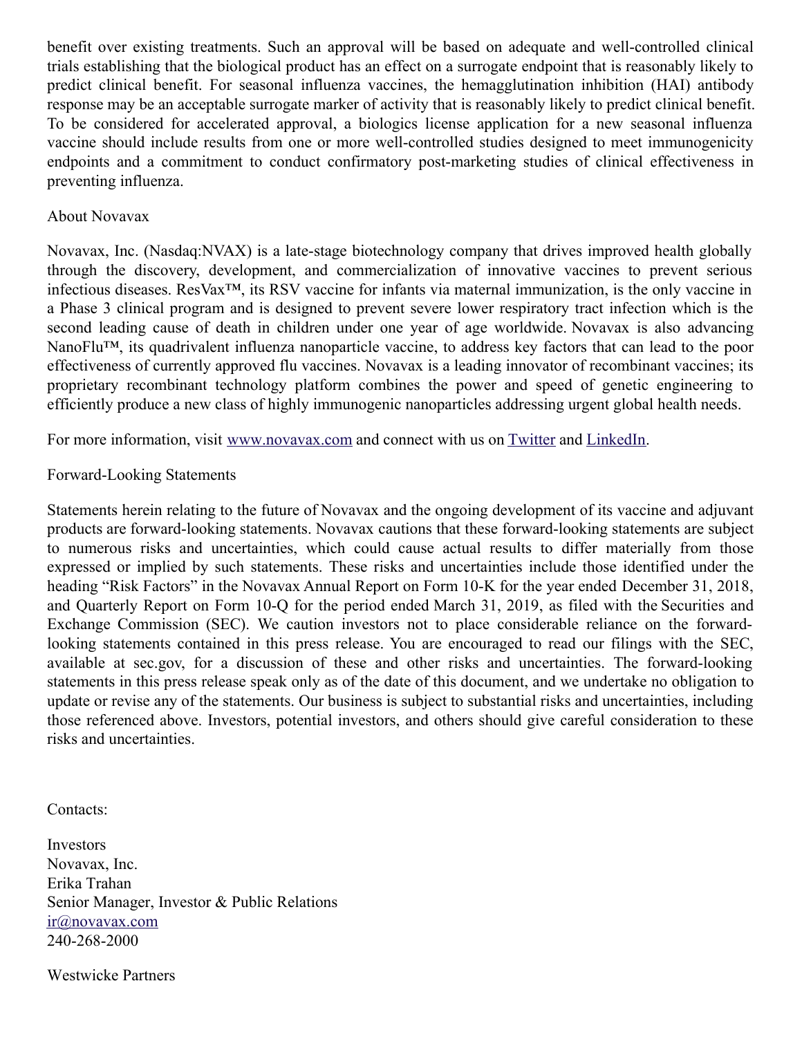benefit over existing treatments. Such an approval will be based on adequate and well-controlled clinical trials establishing that the biological product has an effect on a surrogate endpoint that is reasonably likely to predict clinical benefit. For seasonal influenza vaccines, the hemagglutination inhibition (HAI) antibody response may be an acceptable surrogate marker of activity that is reasonably likely to predict clinical benefit. To be considered for accelerated approval, a biologics license application for a new seasonal influenza vaccine should include results from one or more well-controlled studies designed to meet immunogenicity endpoints and a commitment to conduct confirmatory post-marketing studies of clinical effectiveness in preventing influenza.

About Novavax

Novavax, Inc. (Nasdaq:NVAX) is a late-stage biotechnology company that drives improved health globally through the discovery, development, and commercialization of innovative vaccines to prevent serious infectious diseases. ResVax™, its RSV vaccine for infants via maternal immunization, is the only vaccine in a Phase 3 clinical program and is designed to prevent severe lower respiratory tract infection which is the second leading cause of death in children under one year of age worldwide. Novavax is also advancing NanoFlu™, its quadrivalent influenza nanoparticle vaccine, to address key factors that can lead to the poor effectiveness of currently approved flu vaccines. Novavax is a leading innovator of recombinant vaccines; its proprietary recombinant technology platform combines the power and speed of genetic engineering to efficiently produce a new class of highly immunogenic nanoparticles addressing urgent global health needs.

For more information, visit www.novavax.com and connect with us on Twitter and LinkedIn.

Forward-Looking Statements

Statements herein relating to the future of Novavax and the ongoing development of its vaccine and adjuvant products are forward-looking statements. Novavax cautions that these forward-looking statements are subject to numerous risks and uncertainties, which could cause actual results to differ materially from those expressed or implied by such statements. These risks and uncertainties include those identified under the heading "Risk Factors" in the Novavax Annual Report on Form 10-K for the year ended December 31, 2018, and Quarterly Report on Form 10-Q for the period ended March 31, 2019, as filed with the Securities and Exchange Commission (SEC). We caution investors not to place considerable reliance on the forward-looking statements contained in this press release. You are encouraged to read our filings with the SEC, available at sec.gov, for a discussion of these and other risks and uncertainties. The forward-looking statements in this press release speak only as of the date of this document, and we undertake no obligation to update or revise any of the statements. Our business is subject to substantial risks and uncertainties, including those referenced above. Investors, potential investors, and others should give careful consideration to these risks and uncertainties.

Contacts:

Investors
Novavax, Inc.
Erika Trahan
Senior Manager, Investor & Public Relations
ir@novavax.com
240-268-2000

Westwicke Partners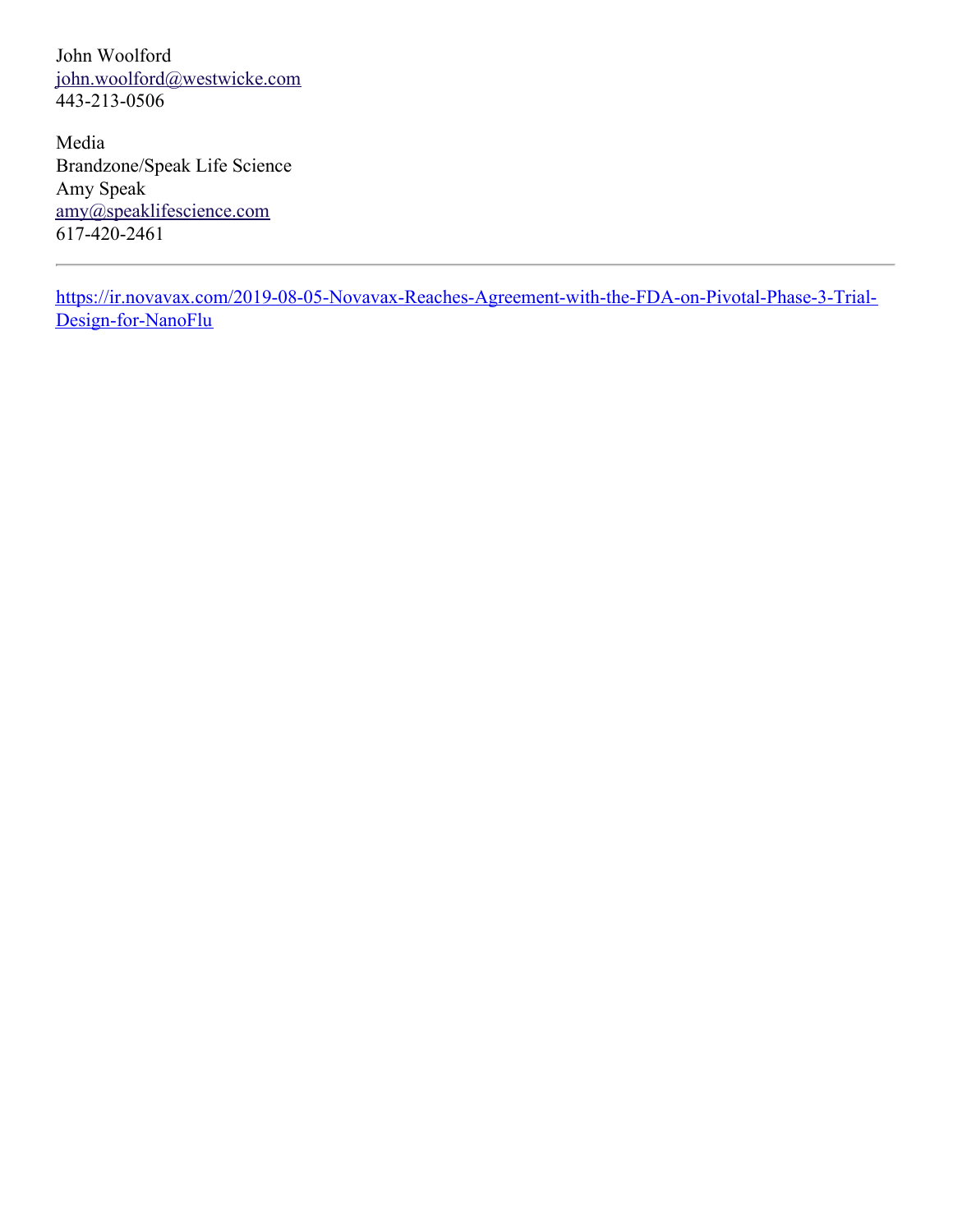John Woolford
john.woolford@westwicke.com
443-213-0506

Media
Brandzone/Speak Life Science
Amy Speak
amy@speaklifescience.com
617-420-2461

---

https://ir.novavax.com/2019-08-05-Novavax-Reaches-Agreement-with-the-FDA-on-Pivotal-Phase-3-Trial-Design-for-NanoFlu